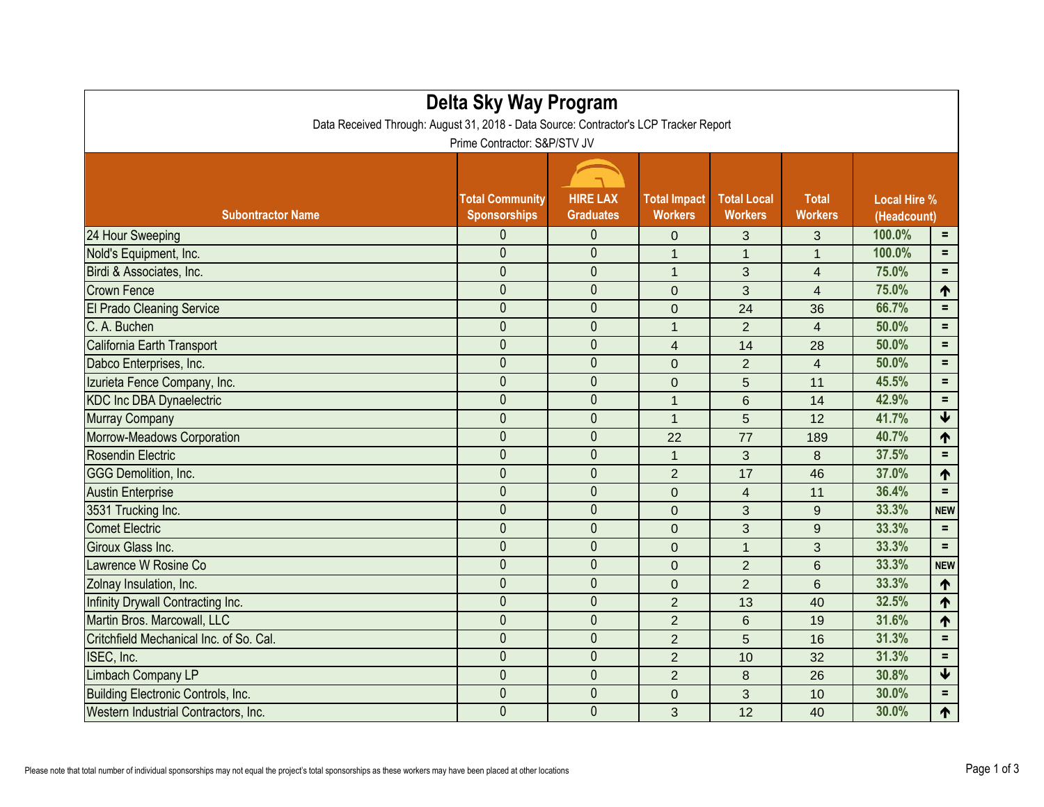# Delta Sky Way Program

Data Received Through: August 31, 2018 - Data Source: Contractor's LCP Tracker Report

Prime Contractor: S&P/STV JV

| Subontractor Name | Total Community Sponsorships | HIRE LAX Graduates | Total Impact Workers | Total Local Workers | Total Workers | Local Hire % (Headcount) | |
|---|---|---|---|---|---|---|---|
| 24 Hour Sweeping | 0 | 0 | 0 | 3 | 3 | 100.0% | = |
| Nold's Equipment, Inc. | 0 | 0 | 1 | 1 | 1 | 100.0% | = |
| Birdi & Associates, Inc. | 0 | 0 | 1 | 3 | 4 | 75.0% | = |
| Crown Fence | 0 | 0 | 0 | 3 | 4 | 75.0% | ↑ |
| El Prado Cleaning Service | 0 | 0 | 0 | 24 | 36 | 66.7% | = |
| C. A. Buchen | 0 | 0 | 1 | 2 | 4 | 50.0% | = |
| California Earth Transport | 0 | 0 | 4 | 14 | 28 | 50.0% | = |
| Dabco Enterprises, Inc. | 0 | 0 | 0 | 2 | 4 | 50.0% | = |
| Izurieta Fence Company, Inc. | 0 | 0 | 0 | 5 | 11 | 45.5% | = |
| KDC Inc DBA Dynaelectric | 0 | 0 | 1 | 6 | 14 | 42.9% | = |
| Murray Company | 0 | 0 | 1 | 5 | 12 | 41.7% | ↓ |
| Morrow-Meadows Corporation | 0 | 0 | 22 | 77 | 189 | 40.7% | ↑ |
| Rosendin Electric | 0 | 0 | 1 | 3 | 8 | 37.5% | = |
| GGG Demolition, Inc. | 0 | 0 | 2 | 17 | 46 | 37.0% | ↑ |
| Austin Enterprise | 0 | 0 | 0 | 4 | 11 | 36.4% | = |
| 3531 Trucking Inc. | 0 | 0 | 0 | 3 | 9 | 33.3% | NEW |
| Comet Electric | 0 | 0 | 0 | 3 | 9 | 33.3% | = |
| Giroux Glass Inc. | 0 | 0 | 0 | 1 | 3 | 33.3% | = |
| Lawrence W Rosine Co | 0 | 0 | 0 | 2 | 6 | 33.3% | NEW |
| Zolnay Insulation, Inc. | 0 | 0 | 0 | 2 | 6 | 33.3% | ↑ |
| Infinity Drywall Contracting Inc. | 0 | 0 | 2 | 13 | 40 | 32.5% | ↑ |
| Martin Bros. Marcowall, LLC | 0 | 0 | 2 | 6 | 19 | 31.6% | ↑ |
| Critchfield Mechanical Inc. of So. Cal. | 0 | 0 | 2 | 5 | 16 | 31.3% | = |
| ISEC, Inc. | 0 | 0 | 2 | 10 | 32 | 31.3% | = |
| Limbach Company LP | 0 | 0 | 2 | 8 | 26 | 30.8% | ↓ |
| Building Electronic Controls, Inc. | 0 | 0 | 0 | 3 | 10 | 30.0% | = |
| Western Industrial Contractors, Inc. | 0 | 0 | 3 | 12 | 40 | 30.0% | ↑ |

Please note that total number of individual sponsorships may not equal the project's total sponsorships as these workers may have been placed at other locations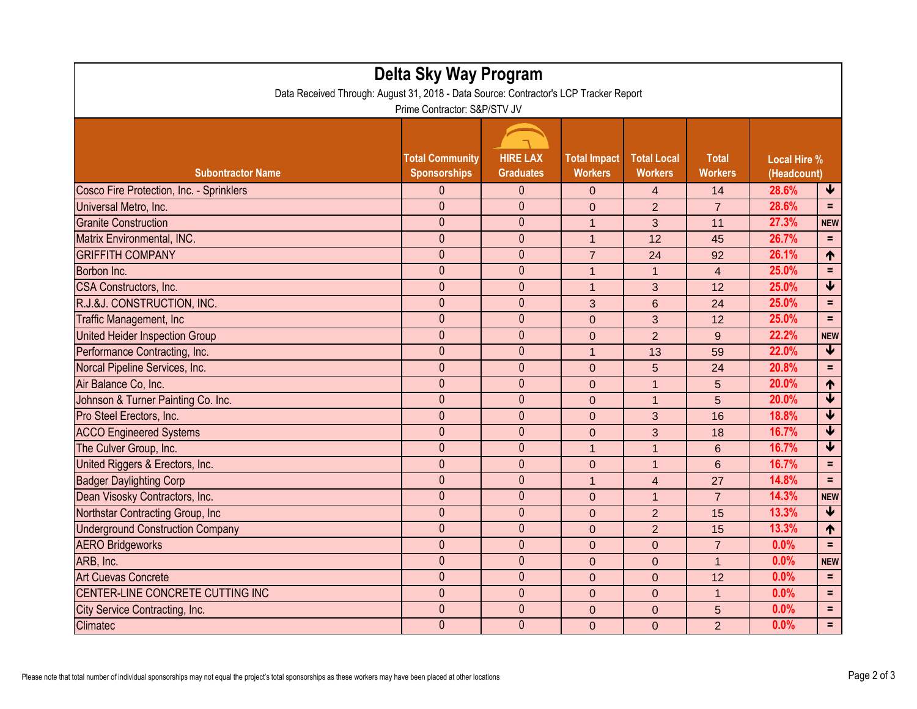# Delta Sky Way Program

Data Received Through: August 31, 2018 - Data Source: Contractor's LCP Tracker Report

Prime Contractor: S&P/STV JV

| Subontractor Name | Total Community Sponsorships | HIRE LAX Graduates | Total Impact Workers | Total Local Workers | Total Workers | Local Hire % (Headcount) | |
|---|---|---|---|---|---|---|---|
| Cosco Fire Protection, Inc. - Sprinklers | 0 | 0 | 0 | 4 | 14 | 28.6% | ↓ |
| Universal Metro, Inc. | 0 | 0 | 0 | 2 | 7 | 28.6% | = |
| Granite Construction | 0 | 0 | 1 | 3 | 11 | 27.3% | NEW |
| Matrix Environmental, INC. | 0 | 0 | 1 | 12 | 45 | 26.7% | = |
| GRIFFITH COMPANY | 0 | 0 | 7 | 24 | 92 | 26.1% | ↑ |
| Borbon Inc. | 0 | 0 | 1 | 1 | 4 | 25.0% | = |
| CSA Constructors, Inc. | 0 | 0 | 1 | 3 | 12 | 25.0% | ↓ |
| R.J.&J. CONSTRUCTION, INC. | 0 | 0 | 3 | 6 | 24 | 25.0% | = |
| Traffic Management, Inc | 0 | 0 | 0 | 3 | 12 | 25.0% | = |
| United Heider Inspection Group | 0 | 0 | 0 | 2 | 9 | 22.2% | NEW |
| Performance Contracting, Inc. | 0 | 0 | 1 | 13 | 59 | 22.0% | ↓ |
| Norcal Pipeline Services, Inc. | 0 | 0 | 0 | 5 | 24 | 20.8% | = |
| Air Balance Co, Inc. | 0 | 0 | 0 | 1 | 5 | 20.0% | ↑ |
| Johnson & Turner Painting Co. Inc. | 0 | 0 | 0 | 1 | 5 | 20.0% | ↓ |
| Pro Steel Erectors, Inc. | 0 | 0 | 0 | 3 | 16 | 18.8% | ↓ |
| ACCO Engineered Systems | 0 | 0 | 0 | 3 | 18 | 16.7% | ↓ |
| The Culver Group, Inc. | 0 | 0 | 1 | 1 | 6 | 16.7% | ↓ |
| United Riggers & Erectors, Inc. | 0 | 0 | 0 | 1 | 6 | 16.7% | = |
| Badger Daylighting Corp | 0 | 0 | 1 | 4 | 27 | 14.8% | = |
| Dean Visosky Contractors, Inc. | 0 | 0 | 0 | 1 | 7 | 14.3% | NEW |
| Northstar Contracting Group, Inc | 0 | 0 | 0 | 2 | 15 | 13.3% | ↓ |
| Underground Construction Company | 0 | 0 | 0 | 2 | 15 | 13.3% | ↑ |
| AERO Bridgeworks | 0 | 0 | 0 | 0 | 7 | 0.0% | = |
| ARB, Inc. | 0 | 0 | 0 | 0 | 1 | 0.0% | NEW |
| Art Cuevas Concrete | 0 | 0 | 0 | 0 | 12 | 0.0% | = |
| CENTER-LINE CONCRETE CUTTING INC | 0 | 0 | 0 | 0 | 1 | 0.0% | = |
| City Service Contracting, Inc. | 0 | 0 | 0 | 0 | 5 | 0.0% | = |
| Climatec | 0 | 0 | 0 | 0 | 2 | 0.0% | = |

Please note that total number of individual sponsorships may not equal the project's total sponsorships as these workers may have been placed at other locations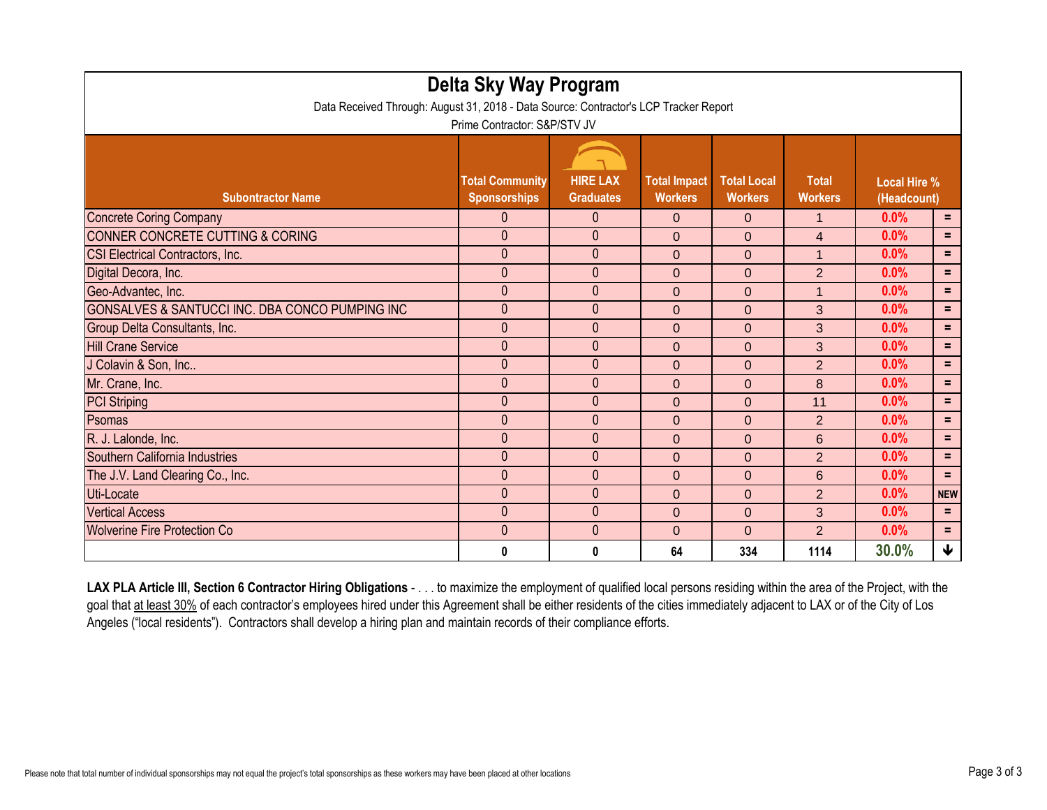# Delta Sky Way Program

Data Received Through: August 31, 2018 - Data Source: Contractor's LCP Tracker Report

Prime Contractor: S&P/STV JV

| Subontractor Name | Total Community Sponsorships | HIRE LAX Graduates | Total Impact Workers | Total Local Workers | Total Workers | Local Hire % (Headcount) | |
|---|---|---|---|---|---|---|---|
| Concrete Coring Company | 0 | 0 | 0 | 0 | 1 | 0.0% | = |
| CONNER CONCRETE CUTTING & CORING | 0 | 0 | 0 | 0 | 4 | 0.0% | = |
| CSI Electrical Contractors, Inc. | 0 | 0 | 0 | 0 | 1 | 0.0% | = |
| Digital Decora, Inc. | 0 | 0 | 0 | 0 | 2 | 0.0% | = |
| Geo-Advantec, Inc. | 0 | 0 | 0 | 0 | 1 | 0.0% | = |
| GONSALVES & SANTUCCI INC. DBA CONCO PUMPING INC | 0 | 0 | 0 | 0 | 3 | 0.0% | = |
| Group Delta Consultants, Inc. | 0 | 0 | 0 | 0 | 3 | 0.0% | = |
| Hill Crane Service | 0 | 0 | 0 | 0 | 3 | 0.0% | = |
| J Colavin & Son, Inc.. | 0 | 0 | 0 | 0 | 2 | 0.0% | = |
| Mr. Crane, Inc. | 0 | 0 | 0 | 0 | 8 | 0.0% | = |
| PCI Striping | 0 | 0 | 0 | 0 | 11 | 0.0% | = |
| Psomas | 0 | 0 | 0 | 0 | 2 | 0.0% | = |
| R. J. Lalonde, Inc. | 0 | 0 | 0 | 0 | 6 | 0.0% | = |
| Southern California Industries | 0 | 0 | 0 | 0 | 2 | 0.0% | = |
| The J.V. Land Clearing Co., Inc. | 0 | 0 | 0 | 0 | 6 | 0.0% | = |
| Uti-Locate | 0 | 0 | 0 | 0 | 2 | 0.0% | NEW |
| Vertical Access | 0 | 0 | 0 | 0 | 3 | 0.0% | = |
| Wolverine Fire Protection Co | 0 | 0 | 0 | 0 | 2 | 0.0% | = |
| | 0 | 0 | 64 | 334 | 1114 | 30.0% | ↓ |

**LAX PLA Article III, Section 6 Contractor Hiring Obligations** - . . . to maximize the employment of qualified local persons residing within the area of the Project, with the goal that at least 30% of each contractor's employees hired under this Agreement shall be either residents of the cities immediately adjacent to LAX or of the City of Los Angeles ("local residents"). Contractors shall develop a hiring plan and maintain records of their compliance efforts.

Please note that total number of individual sponsorships may not equal the project's total sponsorships as these workers may have been placed at other locations